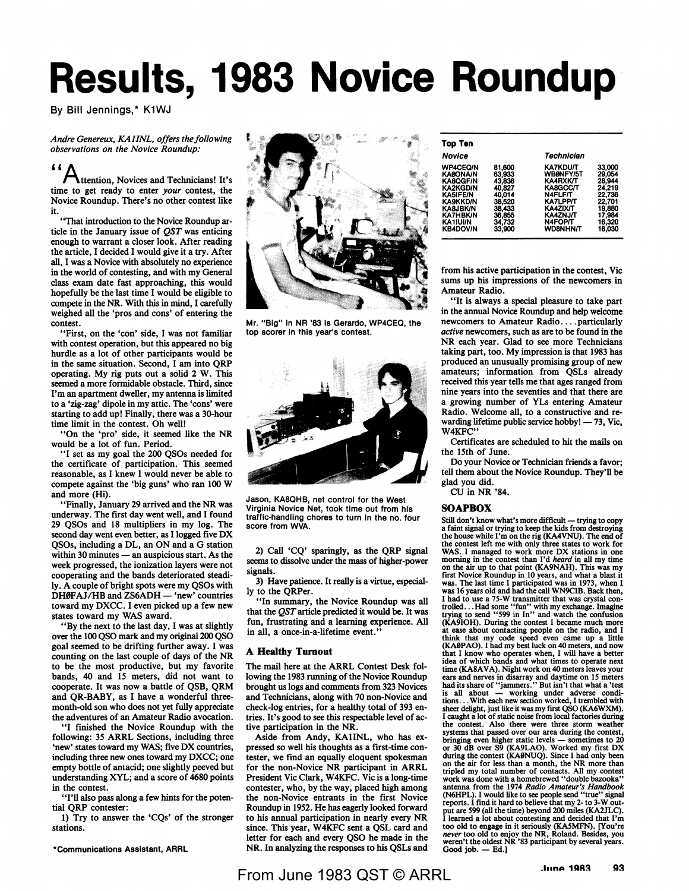# Results, 1983 Novice Roundup

By Bill Jennings,* K1WJ

*Andre Genereux, KA1INL, offers the following observations on the Novice Roundup:*

"Attention, Novices and Technicians! It's time to get ready to enter *your* contest, the Novice Roundup. There's no other contest like it.

"That introduction to the Novice Roundup article in the January issue of *QST* was enticing enough to warrant a closer look. After reading the article, I decided I would give it a try. After all, I was a Novice with absolutely no experience in the world of contesting, and with my General class exam date fast approaching, this would hopefully be the last time I would be eligible to compete in the NR. With this in mind, I carefully weighed all the 'pros and cons' of entering the contest.

"First, on the 'con' side, I was not familiar with contest operation, but this appeared no big hurdle as a lot of other participants would be in the same situation. Second, I am into QRP operating. My rig puts out a solid 2 W. This seemed a more formidable obstacle. Third, since I'm an apartment dweller, my antenna is limited to a 'zig-zag' dipole in my attic. The 'cons' were starting to add up! Finally, there was a 30-hour time limit in the contest. Oh well!

"On the 'pro' side, it seemed like the NR would be a lot of fun. Period.

"I set as my goal the 200 QSOs needed for the certificate of participation. This seemed reasonable, as I knew I would never be able to compete against the 'big guns' who ran 100 W and more (Hi).

"Finally, January 29 arrived and the NR was underway. The first day went well, and I found 29 QSOs and 18 multipliers in my log. The second day went even better, as I logged five DX QSOs, including a DL, an ON and a G station within 30 minutes — an auspicious start. As the week progressed, the ionization layers were not cooperating and the bands deteriorated steadily. A couple of bright spots were my QSOs with DH0FAJ/HB and ZS6ADH — 'new' countries toward my DXCC. I even picked up a few new states toward my WAS award.

"By the next to the last day, I was at slightly over the 100 QSO mark and my original 200 QSO goal seemed to be drifting further away. I was counting on the last couple of days of the NR to be the most productive, but my favorite bands, 40 and 15 meters, did not want to cooperate. It was now a battle of QSB, QRM and QR-BABY, as I have a wonderful three-month-old son who does not yet fully appreciate the adventures of an Amateur Radio avocation.

"I finished the Novice Roundup with the following: 35 ARRL Sections, including three 'new' states toward my WAS; five DX countries, including three new ones toward my DXCC; one empty bottle of antacid; one slightly peeved but understanding XYL; and a score of 4680 points in the contest.

"I'll also pass along a few hints for the potential QRP contester:

1) Try to answer the 'CQs' of the stronger stations.

2) Call 'CQ' sparingly, as the QRP signal seems to dissolve under the mass of higher-power signals.

3) Have patience. It really is a virtue, especially to the QRPer.

"In summary, the Novice Roundup was all that the *QST* article predicted it would be. It was fun, frustrating and a learning experience. All in all, a once-in-a-lifetime event."

*Communications Assistant, ARRL

Mr. "Big" in NR '83 is Gerardo, WP4CEQ, the top scorer in this year's contest.

Jason, KA8QHB, net control for the West Virginia Novice Net, took time out from his traffic-handling chores to turn in the no. four score from WVA.

## A Healthy Turnout

The mail here at the ARRL Contest Desk following the 1983 running of the Novice Roundup brought us logs and comments from 323 Novices and Technicians, along with 70 non-Novice and check-log entries, for a healthy total of 393 entries. It's good to see this respectable level of active participation in the NR.

Aside from Andy, KA1INL, who has expressed so well his thoughts as a first-time contester, we find an equally eloquent spokesman for the non-Novice NR participant in ARRL President Vic Clark, W4KFC. Vic is a long-time contester, who, by the way, placed high among the non-Novice entrants in the first Novice Roundup in 1952. He has eagerly looked forward to his annual participation in nearly every NR since. This year, W4KFC sent a QSL card and letter for each and every QSO he made in the NR. In analyzing the responses to his QSLs and from his active participation in the contest, Vic sums up his impressions of the newcomers in Amateur Radio.

"It is always a special pleasure to take part in the annual Novice Roundup and help welcome newcomers to Amateur Radio. . . . particularly *active* newcomers, such as are to be found in the NR each year. Glad to see more Technicians taking part, too. My impression is that 1983 has produced an unusually promising group of new amateurs; information from QSLs already received this year tells me that ages ranged from nine years into the seventies and that there are a growing number of YLs entering Amateur Radio. Welcome all, to a constructive and rewarding lifetime public service hobby! — 73, Vic, W4KFC"

Certificates are scheduled to hit the mails on the 15th of June.

Do your Novice or Technician friends a favor; tell them about the Novice Roundup. They'll be glad you did.

CU in NR '84.

**Top Ten**

| Novice | | Technician | |
|---|---|---|---|
| WP4CEQ/N | 81,600 | KA7KDU/T | 33,000 |
| KA0ONA/N | 63,933 | WB0NFY/5T | 29,054 |
| KA8QGF/N | 43,836 | KA4RXK/T | 28,944 |
| KA2KGD/N | 40,827 | KA8GCC/T | 24,219 |
| KA5IFE/N | 40,014 | N4FLF/T | 22,736 |
| KA9KKD/N | 38,520 | KA7LPP/T | 22,701 |
| KA8JBK/N | 38,433 | KA4ZIX/T | 19,880 |
| KA7HBK/N | 36,855 | KA4ZNJ/T | 17,984 |
| KA1IUI/N | 34,732 | N4FOP/T | 16,320 |
| KB4DOV/N | 33,900 | WD8NHN/T | 16,030 |

## SOAPBOX

Still don't know what's more difficult — trying to copy a faint signal or trying to keep the kids from destroying the house while I'm on the rig (KA4VNU). The end of the contest left me with only three states to work for WAS. I managed to work more DX stations in one morning in the contest than I'd *heard* in all my time on the air up to that point (KA9NAH). This was my first Novice Roundup in 10 years, and what a blast it was. The last time I participated was in 1973, when I was 16 years old and had the call WN9CIB. Back then, I had to use a 75-W transmitter that was crystal controlled. . . Had some "fun" with my exchange. Imagine trying to send "599 in In" and watch the confusion (KA9IOH). During the contest I became much more at ease about contacting people on the radio, and I think that my code speed even came up a little (KA0PAO). I had my best luck on 40 meters, and now that I know who operates when, I will have a better idea of which bands and what times to operate next time (KA8AVA). Night work on 40 meters leaves your ears and nerves in disarray and daytime on 15 meters had its share of "jammers." But isn't that what a 'test is all about — working under adverse conditions. . . With each new section worked, I trembled with sheer delight, just like it was my first QSO (KA6WXM). I caught a lot of static noise from local factories during the contest. Also there were three storm weather systems that passed over our area during the contest, bringing even higher static levels — sometimes to 20 or 30 dB over S9 (KA9LAO). Worked my first DX during the contest (KA0NUQ). Since I had only been on the air for less than a month, the NR more than tripled my total number of contacts. All my contest work was done with a homebrewed "double bazooka" antenna from the 1974 *Radio Amateur's Handbook* (N6HPL). I would like to see people send "true" signal reports. I find it hard to believe that my 2- to 3-W output are 599 (all the time) beyond 200 miles (KA2JLC). I learned a lot about contesting and decided that I'm too old to engage in it seriously (KA5MFN). [You're *never* too old to enjoy the NR, Roland. Besides, you weren't the oldest NR '83 participant by several years. Good job. — Ed.]

From June 1983 QST © ARRL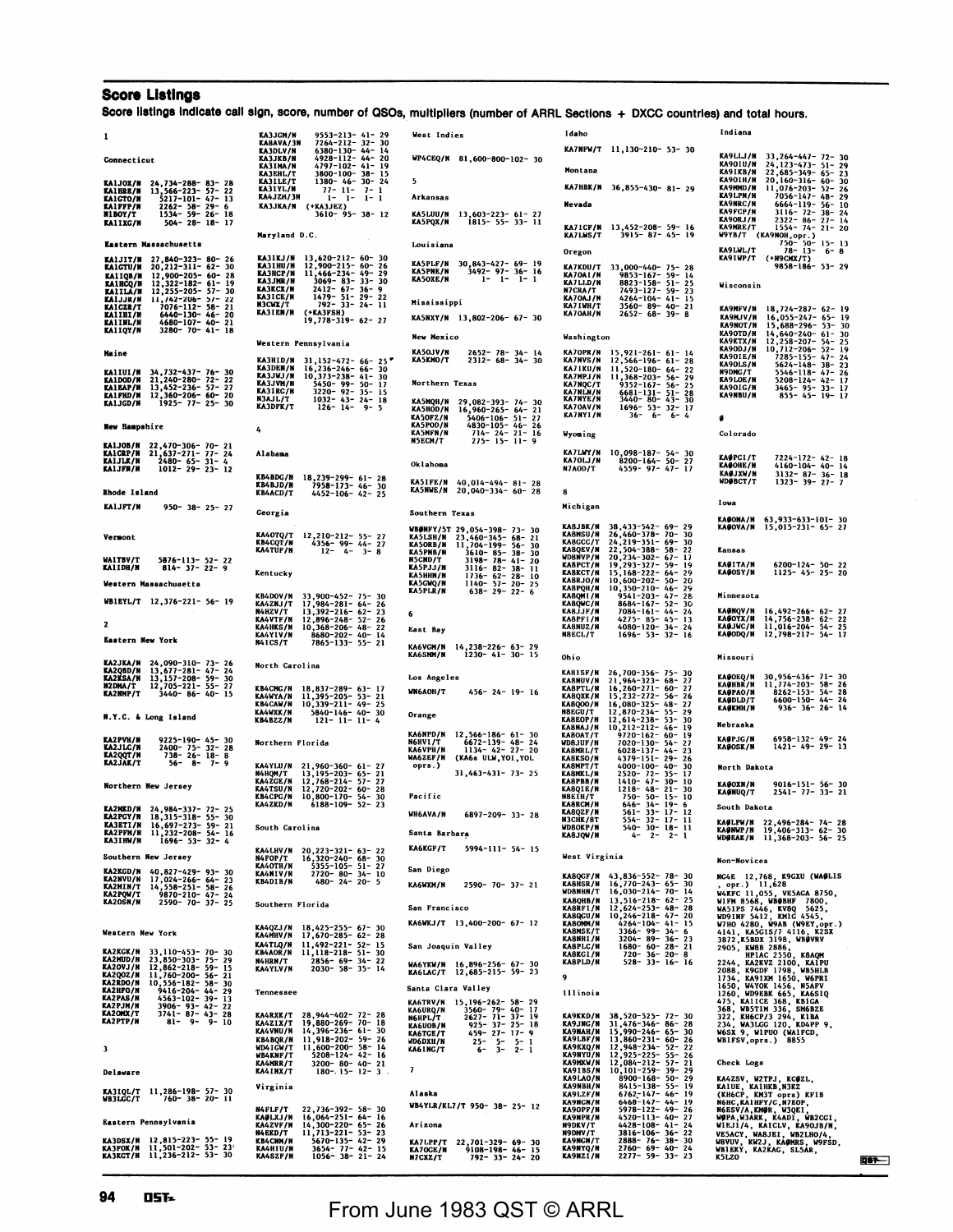## Score Listings

**Score listings indicate call sign, score, number of QSOs, multipliers (number of ARRL Sections + DXCC countries) and total hours.**

### 1

#### Connecticut

KA1JOX/N 24,734-288- 83- 28
KA1HRE/N 13,566-223- 57- 22
KA1GTO/N 5217-101- 47- 13
KA1FFP/N 2262- 58- 29- 6
N1BOY/T 1534- 59- 26- 18
KA1IXG/N 504- 28- 18- 17

#### Eastern Massachusetts

KA1JIT/N 27,840-323- 80- 26
KA1GTU/N 20,212-311- 62- 30
KA1IQB/N 12,900-205- 60- 28
KA1HCQ/N 12,322-182- 61- 19
KA1ILA/N 12,255-205- 57- 30
KA1JJH/N 11,742-206- 57- 22
KA1CZE/T 7076-112- 58- 21
KA1IBI/N 6440-130- 46- 20
KA1INL/N 4680-107- 40- 21
KA1IQY/N 3280- 70- 41- 18

#### Maine

KA1IUI/N 34,732-437- 76- 30
KA1DOD/N 21,240-280- 72- 22
KA1EAP/N 13,452-236- 57- 27
KA1FHD/N 12,360-206- 60- 20
KA1JGD/N 1925- 77- 25- 30

#### New Hampshire

KA1JOB/N 22,470-306- 70- 21
KA1CRP/N 21,637-271- 77- 24
KA1JLK/N 2480- 65- 31- 4
KA1JFN/N 1012- 29- 23- 12

#### Rhode Island

KA1JFT/N 950- 38- 25- 27

#### Vermont

WA1TBV/T 5876-113- 52- 22
KA1IDH/N 814- 37- 22- 9

#### Western Massachusetts

WB1EYL/T 12,376-221- 56- 19

### 2

#### Eastern New York

KA2JKA/N 24,090-310- 73- 26
KA2QBD/N 13,677-281- 47- 24
KA2KSA/N 13,157-208- 59- 30
N2DMA/T 12,705-221- 55- 27
KA2NMP/T 3440- 86- 40- 15

#### N.Y.C. & Long Island

KA2PVH/N 9225-190- 45- 30
KA2JLC/N 2400- 75- 32- 28
KA2QQT/N 738- 26- 18- 8
KA2JAK/T 56- 8- 7- 9

#### Northern New Jersey

KA2MKD/N 24,984-337- 72- 25
KA2PGY/N 18,315-318- 55- 30
KA3ETI/N 16,697-273- 59- 21
KA2PFM/N 11,232-208- 54- 16
KA3IHW/N 1696- 53- 32- 4

#### Southern New Jersey

KA2KGD/N 40,827-429- 93- 30
KA2NVU/N 17,024-266- 64- 23
KA2MIN/T 14,558-251- 58- 26
KA2PQW/T 9870-210- 47- 24
KA2OSN/N 2590- 70- 37- 25

#### Western New York

KA2KGK/N 33,110-453- 70- 30
KA2MUD/N 23,850-303- 75- 29
KA2OVJ/N 12,862-218- 59- 15
KA2QOZ/N 11,760-200- 56- 21
KA2RDO/N 10,556-182- 58- 30
KA2HFO/N 9416-204- 44- 29
KA2PAS/N 4563-102- 39- 13
KA2PJM/N 3906- 93- 42- 22
KA2OMX/T 3741- 87- 43- 28
KA2PTP/N 81- 9- 9- 10

### 3

#### Delaware

KA3IQL/T 11,286-198- 57- 30
WB3LGC/T 760- 38- 20- 11

#### Eastern Pennsylvania

KA3DSX/N 12,815-223- 55- 19
KA3FOK/N 11,501-202- 53- 23
KA3KCT/N 11,236-212- 53- 30
KA3JGM/N 9553-213- 41- 29
KA8AVA/3N 7264-212- 32- 30
KA3DLV/N 6380-130- 44- 14
KA3IKB/N 4928-112- 44- 20
KA3IMA/N 4797-102- 45- 19
KA3EHL/T 3800-100- 38- 15
KA3ILE/T 1380- 46- 30- 24
KA3IYL/N 77- 11- 7- 1
KA4JZM/3N 1- 1- 1- 1
KA3JKA/N (*KA3JEZ) 3610- 95- 38- 12

#### Maryland D.C.

KA3IKJ/N 13,620-212- 60- 30
KA3IHU/N 12,900-215- 60- 26
KA3HCP/N 11,466-234- 49- 29
KA3JMR/N 3069- 83- 33- 30
KA3KCX/N 2412- 67- 36- 9
KA3ICE/N 1479- 51- 29- 22
N3CWX/T 792- 33- 24- 11
KA3IEN/N (*KA3FSH) 19,778-319- 62- 27

#### Western Pennsylvania

KA3HID/N 31,152-472- 66- 25*
KA3DEN/N 16,236-246- 66- 30
KA3JWJ/N 10,373-238- 41- 30
KA3JVM/N 5450- 99- 50- 17
KA3IRC/N 3220- 92- 35- 15
N3AJL/T 1032- 43- 24- 18
KA3DFK/T 126- 14- 9- 5

### 4

#### Alabama

KB4BDG/N 18,239-299- 61- 28
KB4BJD/N 7958-173- 46- 30
KB4ACD/T 4452-106- 42- 25

#### Georgia

KA4OTQ/T 12,210-222- 55- 27
KB4CQT/N 4356- 99- 44- 27
KA4TUF/N 12- 4- 3- 8

#### Kentucky

KB4DOV/N 33,900-452- 75- 30
KA4ZMJ/T 17,984-281- 64- 26
N4HZV/T 13,392-216- 62- 23
KA4VTF/N 12,896-248- 52- 26
KA4HKS/N 10,368-206- 48- 22
KA4YIV/N 8680-202- 40- 14
N4ICS/T 7865-133- 55- 21

#### North Carolina

KB4CMG/N 18,837-289- 63- 17
KA4WYA/N 11,395-205- 53- 21
KB4CAW/N 10,339-211- 49- 25
KA4WXK/N 5840-146- 40- 30
KB4BZZ/N 121- 11- 11- 4

#### Northern Florida

KA4YLU/N 21,960-360- 61- 27
N4HQM/T 13,195-203- 65- 21
KA4ZCE/N 12,768-214- 57- 27
KA4TSU/N 12,720-202- 60- 28
KB4CPG/N 10,800-170- 54- 30
KA4ZKD/N 6188-109- 52- 23

#### South Carolina

KA4LHV/N 20,223-321- 63- 22
N4FOP/T 16,320-240- 68- 30
KA4OTH/N 5355-105- 51- 27
KA4NIV/N 2720- 80- 34- 10
KB4DIB/N 480- 24- 20- 5

#### Southern Florida

KA4QZJ/N 18,425-255- 67- 30
KA4MHV/N 17,670-285- 62- 28
KA4TLQ/N 11,492-221- 52- 15
KB4AOR/N 11,118-218- 51- 30
N4HRM/T 2856- 69- 34- 22
KA4YLV/N 2030- 58- 35- 14

#### Tennessee

KA4RXF/T 28,944-402- 72- 28
KA4ZIX/T 19,880-269- 70- 18
KA4VNU/N 14,396-236- 61- 30
KB4BQR/N 11,918-202- 59- 26
WD4ICW/T 11,600-200- 58- 14
WB4KNF/T 5208-124- 42- 16
KA4MRR/T 3200- 80- 40- 21
KA4INX/T 180- 15- 12- 3

#### Virginia

N4FLF/T 22,736-392- 58- 30
KA0LXJ/N 16,064-251- 64- 16
KA4ZVP/N 14,300-220- 65- 26
N4EKD/T 11,713-221- 53- 23
KB4CNM/N 5670-135- 42- 29
KA4HIU/N 3654- 77- 42- 15
KA4SZF/N 1056- 38- 21- 24

#### West Indies

WP4CEQ/N 81,600-800-102- 30

### 5

#### Arkansas

KA5LUU/N 13,603-223- 61- 27
KA5PQX/N 1815- 55- 33- 11

#### Louisiana

KA5PLF/N 30,843-427- 69- 19
KA5PNE/N 3492- 97- 36- 16
KA5OXE/N 1- 1- 1- 1

#### Mississippi

KA5NXY/N 13,802-206- 67- 30

#### New Mexico

KA5OJV/N 2652- 78- 34- 14
KA5KMO/T 2312- 68- 34- 30

#### Northern Texas

KA5MQH/N 29,082-393- 74- 30
KA5HOD/N 16,960-265- 64- 21
KA5OFZ/N 5406-106- 51- 27
KA5POD/N 4830-105- 46- 26
KA5MFN/N 714- 24- 21- 16
N5ECM/T 275- 15- 11- 9

#### Oklahoma

KA5IFE/N 40,014-494- 81- 28
KA5NWE/N 20,040-334- 60- 28

#### Southern Texas

WB0NFY/5T 29,054-398- 73- 30
KA5LSH/N 23,460-365- 68- 21
KA5ORB/N 11,704-199- 56- 30
KA5PNB/N 3610- 85- 38- 30
N5CMD/T 3198- 78- 41- 20
KA5PJJ/N 3116- 82- 38- 11
KA5HHN/N 1736- 62- 28- 10
KA5GWQ/N 1140- 57- 20- 25
KA5PLR/N 638- 29- 22- 6

### 6

#### East Bay

KA6VGM/N 14,238-226- 63- 29
KA6SMM/N 1230- 41- 30- 15

#### Los Angeles

WN6AOH/T 456- 24- 19- 16

#### Orange

KA6NPD/N 12,566-186- 61- 30
N6HVI/T 6672-139- 48- 24
KA6VPH/N 1134- 42- 27- 20
WA6ZEF/M (KA6s ULM,YOI,YOL oprs.) 31,463-431- 73- 25

#### Pacific

WH6AVA/N 6897-209- 33- 28

#### Santa Barbara

KA6KGF/T 5994-111- 54- 15

#### San Diego

KA6WXM/N 2590- 70- 37- 21

#### San Francisco

KA6WKJ/T 13,400-200- 67- 12

#### San Joaquin Valley

WA6YKW/N 16,896-256- 67- 30
KA6LAC/T 12,685-215- 59- 23

#### Santa Clara Valley

KA6TRV/N 15,196-262- 58- 29
KA6URQ/N 3560- 79- 40- 17
N6HPL/T 2627- 71- 37- 19
KA6UOB/N 925- 37- 25- 18
KA6TCE/T 459- 27- 17- 9
WD6DXH/N 25- 5- 5- 1
KA6ING/T 6- 3- 2- 1

### 7

#### Alaska

WB4YLR/KL7/T 950- 38- 25- 12

#### Arizona

KA7LPP/T 22,701-329- 69- 30
KA7OCE/N 9108-198- 46- 15
N7CXZ/T 792- 33- 24- 20

#### Idaho

KA7NFW/T 11,130-210- 53- 30

#### Montana

KA7HBK/N 36,855-430- 81- 29

#### Nevada

KA7ICF/N 13,452-208- 59- 16
KA7LWS/T 3915- 87- 45- 19

#### Oregon

KA7KDU/T 33,000-440- 75- 28
KA7OAI/N 9853-167- 59- 14
KA7LLD/N 8823-158- 51- 25
N7CRA/T 7493-127- 59- 23
KA7OAJ/N 4264-104- 41- 15
KA7IWH/T 3560- 89- 40- 21
KA7OAH/N 2652- 68- 39- 8

#### Washington

KA7OPR/N 15,921-261- 61- 14
KA7NVS/N 12,566-196- 61- 28
KA7IKU/N 11,520-180- 64- 22
KA7MPJ/N 11,368-203- 56- 29
KA7NQC/T 9352-167- 56- 25
KA7NLN/N 6681-131- 51- 28
KA7NYE/N 3440- 80- 43- 30
KA7OAV/N 1696- 53- 32- 17
KA7NYI/N 36- 6- 6- 4

#### Wyoming

KA7LWY/N 10,098-187- 54- 30
KA7OLJ/N 8200-164- 50- 27
N7AOD/T 4559- 97- 47- 17

### 8

#### Michigan

KA8JBK/N 38,433-542- 69- 29
KA8MSU/N 26,460-378- 70- 30
KA8GCC/T 24,219-351- 69- 30
KA8QEV/N 22,504-388- 58- 22
WD8NVP/N 20,234-302- 67- 17
KA8PCT/N 19,293-327- 59- 19
KA8KCT/N 15,168-222- 64- 29
KA8RJO/N 10,600-202- 50- 20
KA8PQH/N 10,350-210- 46- 29
KA8QMI/N 9541-203- 47- 28
KA8QWC/N 8684-167- 52- 30
KA8JJF/N 7084-161- 44- 24
KA8PFI/N 4275- 85- 45- 13
KA8NUZ/N 4080-120- 34- 24
N8ECL/T 1696- 53- 32- 16

#### Ohio

KA8ISF/N 26,700-356- 75- 30
KA8NUV/N 21,964-323- 68- 27
KA8PTU/N 16,260-271- 60- 27
KA8QXK/N 15,232-272- 56- 26
KA8QOO/N 16,080-325- 48- 27
N8EGU/T 12,870-234- 55- 29
KA8EOP/N 12,614-238- 53- 30
KA8NAJ/N 10,212-212- 46- 19
KA8OAT/T 9720-162- 60- 19
WD8JUF/N 7020-130- 54- 27
KA8MRL/T 6028-137- 44- 23
KA8KSO/N 4379-151- 29- 26
KA8MPT/T 4000-100- 40- 30
KA8MKL/N 2520- 72- 35- 17
KA8PBB/N 1410- 47- 30- 10
KA8QIE/N 1218- 48- 21- 30
N8EIH/T 750- 50- 15- 10
KA8RCM/N 646- 34- 19- 6
KA8QZF/N 561- 33- 17- 12
N3CHK/8T 554- 32- 17- 11
WD8OKP/N 540- 30- 18- 11
KA8JQW/N 4- 2- 2- 1

#### West Virginia

KA8QGF/N 43,836-552- 78- 30
KA8HSE/N 16,770-243- 65- 30
WD8NHN/T 16,030-214- 70- 14
KA8QHB/N 13,516-218- 62- 25
KA8RFI/N 12,624-253- 48- 28
KA8QGI/N 10,246-218- 47- 20
KA8OMM/N 4264-104- 41- 15
KA8MSE/T 3366- 99- 34- 6
KA8NHI/N 3204- 89- 36- 23
KA8PLC/N 1680- 60- 28- 21
KA8KCI/N 720- 36- 20- 8
KA8PLD/N 528- 33- 16- 16

### 9

#### Illinois

KA9KKD/N 38,520-525- 72- 30
KA9JMC/N 31,476-346- 86- 28
KA9NAH/N 15,990-246- 65- 30
KA9LBF/N 13,860-231- 60- 26
KA9EXQ/N 12,948-234- 52- 22
KA9NYU/N 12,925-225- 55- 26
KA9MKW/N 12,084-212- 57- 21
KA9IBS/N 10,101-259- 39- 29
KA9LAO/N 8900-168- 50- 29
KA9NBH/N 8415-138- 55- 19
KA9LZF/N 6762-147- 46- 19
KA9MGM/N 6468-147- 44- 19
KA9OPF/N 5978-122- 49- 26
KA9PRP/N 4520-113- 40- 27
N9DKV/T 4428-108- 41- 24
N9DMV/T 3816-106- 36- 22
KA9NGM/T 2888- 76- 38- 30
KA9NTQ/N 2760- 69- 40- 24
KA9NZI/N 2277- 59- 33- 23

#### Indiana

KA9LLJ/N 33,264-447- 72- 30
KA9OIU/N 24,123-473- 51- 29
KA9IKB/N 22,685-349- 65- 23
KA9OIH/N 20,160-316- 60- 30
KA9MMD/N 11,076-203- 52- 26
KA9LPN/N 7056-147- 48- 29
KA9NRC/N 6664-119- 56- 10
KA9FCP/N 3116- 72- 38- 24
KA9ORJ/N 2322- 86- 27- 14
KA9MRE/T 1554- 74- 21- 20
W9YB/T (KA9NOH,opr.) 750- 50- 15- 13
KA9LWL/T 78- 13- 6- 8
KA9IWP/T (+N9CMX/T) 9858-186- 53- 29

#### Wisconsin

KA9MFV/N 18,724-287- 62- 19
KA9MJV/N 16,055-247- 65- 19
KA9NOT/N 15,688-296- 53- 30
KA9OTD/N 14,640-240- 61- 30
KA9KTX/N 12,258-207- 54- 25
KA9ODJ/N 10,712-206- 52- 19
KA9OIE/N 7285-155- 47- 24
KA9OLS/N 5624-148- 38- 23
N9DMC/T 5546-118- 47- 26
KA9LOE/N 5208-124- 42- 17
KA9OIG/N 3465- 95- 33- 17
KA9NBU/N 855- 45- 19- 17

### 0

#### Colorado

KA0PCI/T 7224-172- 42- 18
KA0OHE/N 4160-104- 40- 14
KA0JXW/N 3132- 87- 36- 18
WD0BCT/T 1323- 39- 27- 7

#### Iowa

KA0ONA/N 63,933-633-101- 30
KA0OVA/N 15,015-231- 65- 27

#### Kansas

KA0ITA/N 6200-124- 50- 22
KA0OSY/N 1125- 45- 25- 20

#### Minnesota

KA0NQV/N 16,492-266- 62- 27
KA0OYX/N 14,756-238- 62- 22
KA0JWC/N 11,016-204- 54- 25
KA0ODQ/N 12,798-217- 54- 17

#### Missouri

KA0OEQ/N 30,956-436- 71- 30
KA0HBR/N 11,774-203- 58- 26
KA0PAO/N 8262-153- 54- 28
KA0DLD/T 6600-150- 44- 24
KA0KMH/N 936- 36- 26- 14

#### Nebraska

KA0PJG/N 6958-132- 49- 24
KA0OSK/N 1421- 49- 29- 13

#### North Dakota

KA0OXN/N 9016-151- 56- 30
KA0NUQ/T 2541- 77- 33- 21

#### South Dakota

KA0LPW/N 22,496-284- 74- 28
KA0NWP/N 19,406-313- 62- 30
WD0EAK/N 11,368-203- 56- 25

#### Non-Novices

NG4E 12,768, K9GXU (WA0LIS, opr.) 11,628
W4KFC 11,055, VE5AGA 8750, W1FM 8568, WB0BHF 7800, WA5IPS 7446, KV8Q 5625, WD9INF 5412, KM1C 4545, W7HO 4280, W9AB (W9EY,opr.) 4141, KA5GIS/7 4116, K2SX 3872,K5BDX 3198, WB0VRV 2905, KW8B 2886, HP1AC 2550, K8AQM 2244, KA2KVZ 2100, KA1PU 2088, K9GDF 1798, WB5HLB 1734, KA9IXM 1650, W6PRI 1650, W4YOK 1456, N5AFV 1260, WD9EBK 665, KA6SIQ 475, KA1ICE 368, KB1GA 368, WB5TIM 336, SM6BZE 322, KH6CP/3 294, K1BA 234, WA3LGG 120, KD4PP 9, W6SX 9, W1PUO (WA1FCD, WB1FSV,oprs.) 8855

#### Check Logs

KA4ZSV, W2TPJ, KC0ZL, KA1UE, KA1HKB,N3KZ (KH6CP, KM3T oprs) KF1B N6HC,KA1HFY/C,N7EOP, N6ESV/A,KM0R, W3QEI, W0PA,W3ARK, K4ADI, WB2CGI, W1EJI/4, KA1CLV, KA9OJB/N, VE5ACY, WA8JEI, WB2LHO/4, WB VUV, KW2J, KA0MRS, W9FSD, WB1EKY, KA2KAG, SL5AR, K5LZO

From June 1983 QST © ARRL